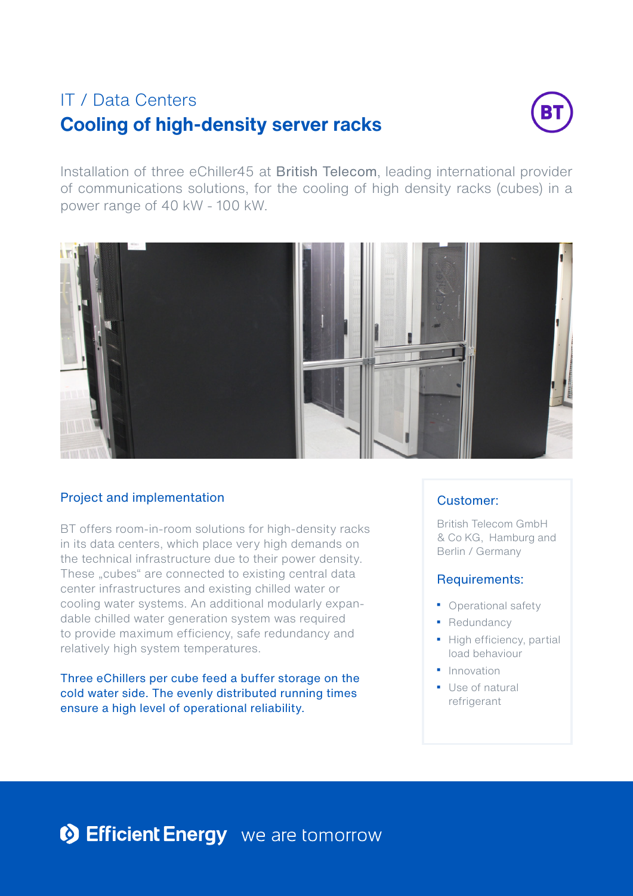IT / Data Centers

# Cooling of high-density server racks

Installation of three eChiller45 at British Telecom, leading international provider of communications solutions, for the cooling of high density racks (cubes) in a power range of 40 kW - 100 kW.

## Project and implementation

BT offers room-in-room solutions for high-density racks in its data centers, which place very high demands on the technical infrastructure due to their power density. These „cubes" are connected to existing central data center infrastructures and existing chilled water or cooling water systems. An additional modularly expandable chilled water generation system was required to provide maximum efficiency, safe redundancy and relatively high system temperatures.

Three eChillers per cube feed a buffer storage on the cold water side. The evenly distributed running times ensure a high level of operational reliability.

### Customer:

British Telecom GmbH & Co KG, Hamburg and Berlin / Germany

### Requirements:

- Operational safety
- Redundancy
- High efficiency, partial load behaviour
- Innovation
- Use of natural refrigerant

**Efficient Energy** we are tomorrow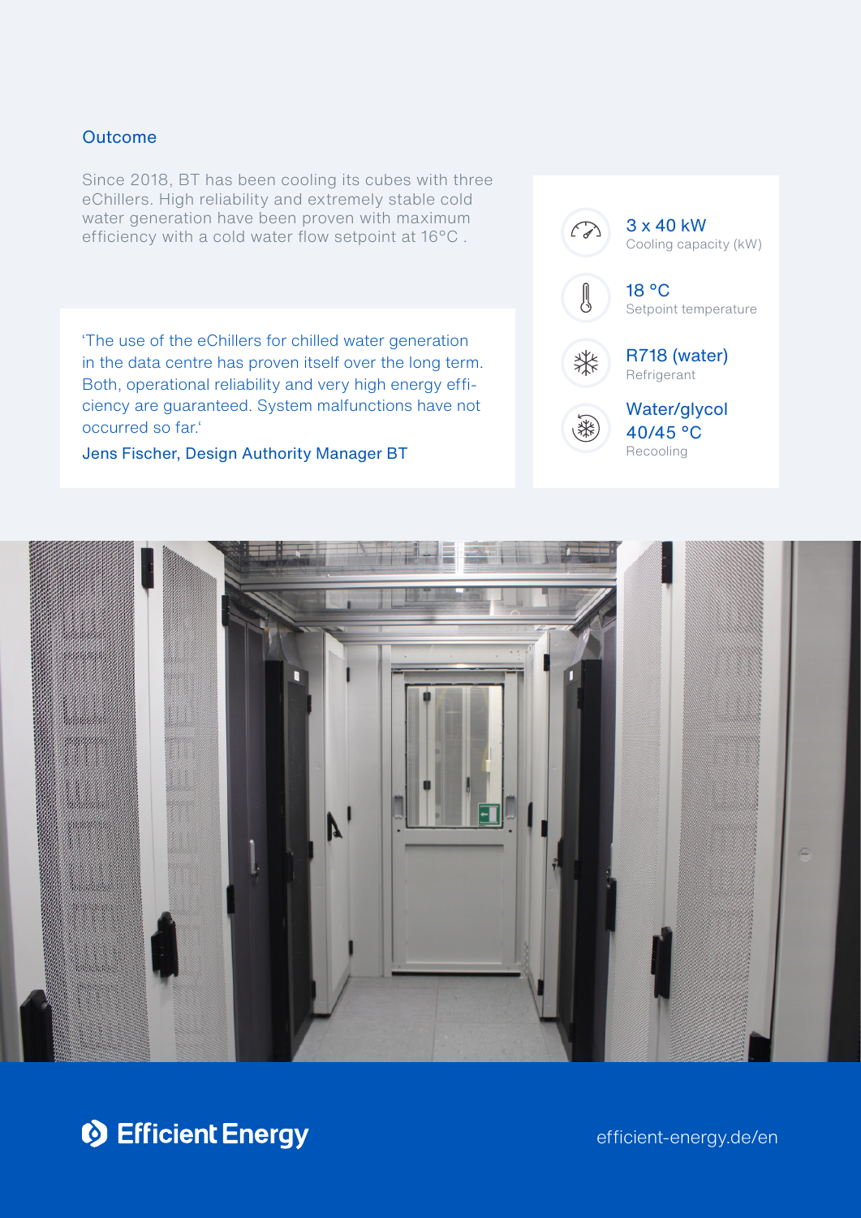## Outcome

Since 2018, BT has been cooling its cubes with three eChillers. High reliability and extremely stable cold water generation have been proven with maximum efficiency with a cold water flow setpoint at 16°C .

'The use of the eChillers for chilled water generation in the data centre has proven itself over the long term. Both, operational reliability and very high energy efficiency are guaranteed. System malfunctions have not occurred so far.'

Jens Fischer, Design Authority Manager BT

3 x 40 kW
Cooling capacity (kW)

18 °C
Setpoint temperature

R718 (water)
Refrigerant

Water/glycol 40/45 °C
Recooling

Efficient Energy

efficient-energy.de/en